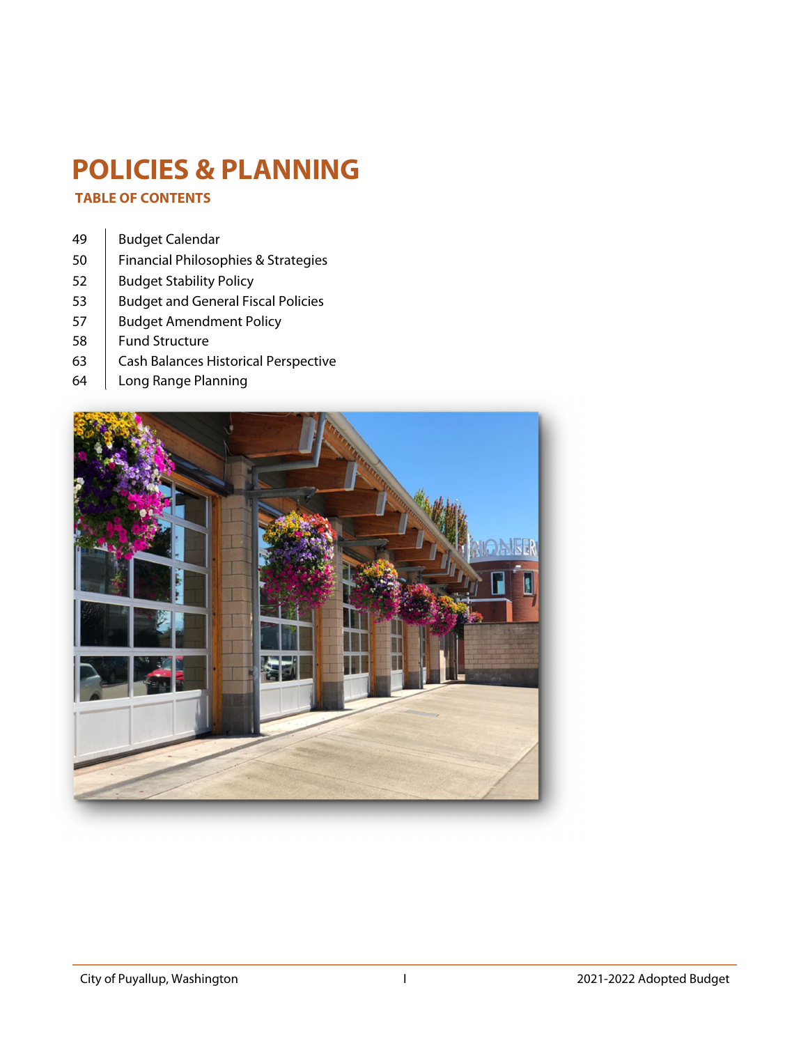# POLICIES & PLANNING

## TABLE OF CONTENTS

| | |
|---|---|
| 49 | Budget Calendar |
| 50 | Financial Philosophies & Strategies |
| 52 | Budget Stability Policy |
| 53 | Budget and General Fiscal Policies |
| 57 | Budget Amendment Policy |
| 58 | Fund Structure |
| 63 | Cash Balances Historical Perspective |
| 64 | Long Range Planning |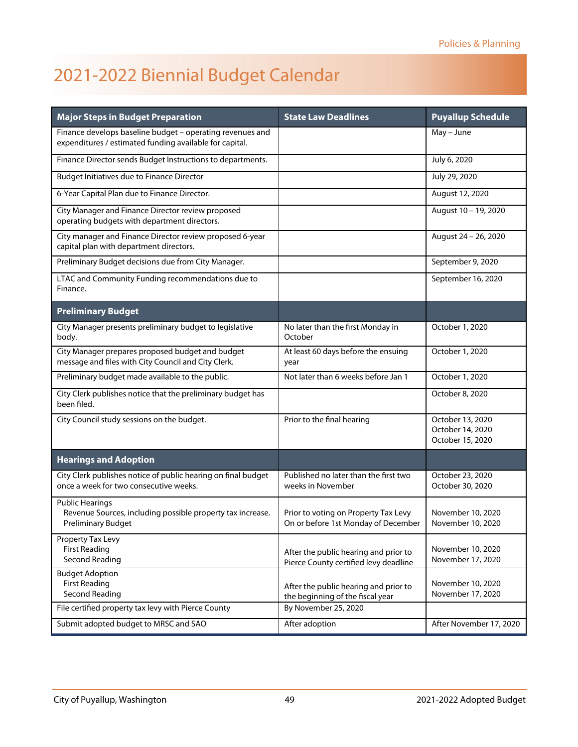# 2021-2022 Biennial Budget Calendar

| Major Steps in Budget Preparation | State Law Deadlines | Puyallup Schedule |
|---|---|---|
| Finance develops baseline budget – operating revenues and expenditures / estimated funding available for capital. | | May – June |
| Finance Director sends Budget Instructions to departments. | | July 6, 2020 |
| Budget Initiatives due to Finance Director | | July 29, 2020 |
| 6-Year Capital Plan due to Finance Director. | | August 12, 2020 |
| City Manager and Finance Director review proposed operating budgets with department directors. | | August 10 – 19, 2020 |
| City manager and Finance Director review proposed 6-year capital plan with department directors. | | August 24 – 26, 2020 |
| Preliminary Budget decisions due from City Manager. | | September 9, 2020 |
| LTAC and Community Funding recommendations due to Finance. | | September 16, 2020 |
| **Preliminary Budget** | | |
| City Manager presents preliminary budget to legislative body. | No later than the first Monday in October | October 1, 2020 |
| City Manager prepares proposed budget and budget message and files with City Council and City Clerk. | At least 60 days before the ensuing year | October 1, 2020 |
| Preliminary budget made available to the public. | Not later than 6 weeks before Jan 1 | October 1, 2020 |
| City Clerk publishes notice that the preliminary budget has been filed. | | October 8, 2020 |
| City Council study sessions on the budget. | Prior to the final hearing | October 13, 2020<br>October 14, 2020<br>October 15, 2020 |
| **Hearings and Adoption** | | |
| City Clerk publishes notice of public hearing on final budget once a week for two consecutive weeks. | Published no later than the first two weeks in November | October 23, 2020<br>October 30, 2020 |
| Public Hearings<br>Revenue Sources, including possible property tax increase.<br>Preliminary Budget | Prior to voting on Property Tax Levy<br>On or before 1st Monday of December | November 10, 2020<br>November 10, 2020 |
| Property Tax Levy<br>First Reading<br>Second Reading | After the public hearing and prior to Pierce County certified levy deadline | November 10, 2020<br>November 17, 2020 |
| Budget Adoption<br>First Reading<br>Second Reading | After the public hearing and prior to the beginning of the fiscal year | November 10, 2020<br>November 17, 2020 |
| File certified property tax levy with Pierce County | By November 25, 2020 | |
| Submit adopted budget to MRSC and SAO | After adoption | After November 17, 2020 |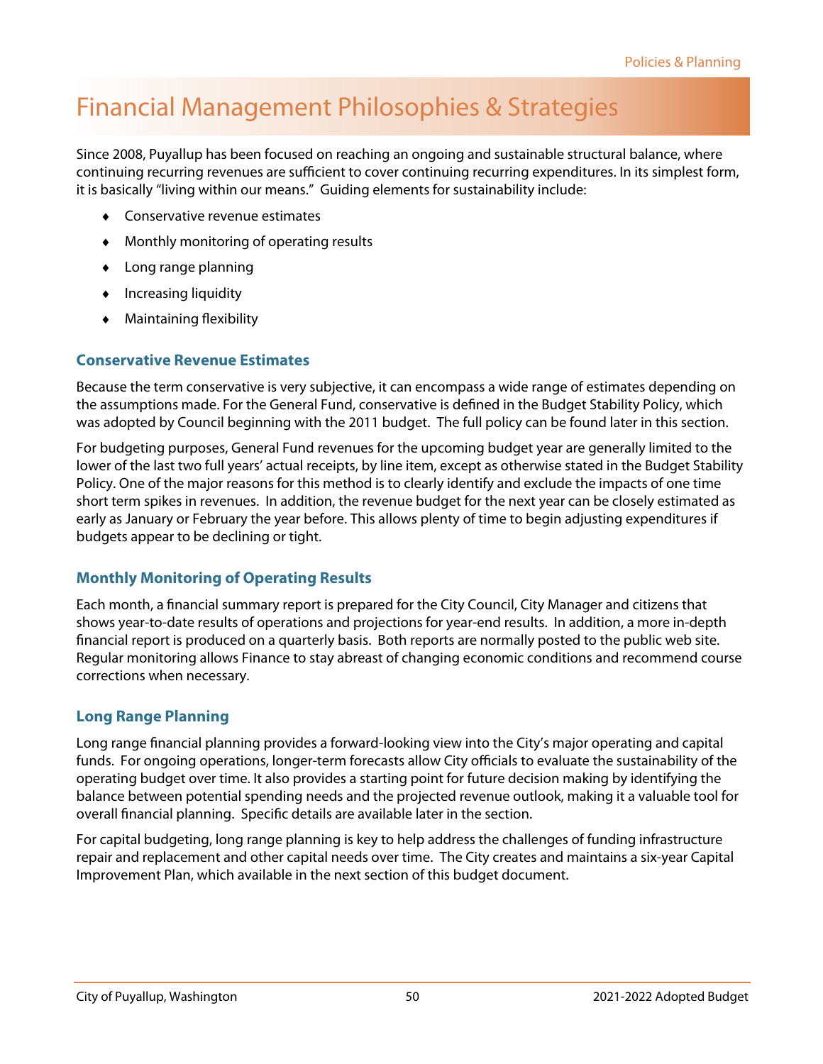# Financial Management Philosophies & Strategies

Since 2008, Puyallup has been focused on reaching an ongoing and sustainable structural balance, where continuing recurring revenues are sufficient to cover continuing recurring expenditures. In its simplest form, it is basically "living within our means." Guiding elements for sustainability include:

- Conservative revenue estimates
- Monthly monitoring of operating results
- Long range planning
- Increasing liquidity
- Maintaining flexibility

### Conservative Revenue Estimates

Because the term conservative is very subjective, it can encompass a wide range of estimates depending on the assumptions made. For the General Fund, conservative is defined in the Budget Stability Policy, which was adopted by Council beginning with the 2011 budget. The full policy can be found later in this section.

For budgeting purposes, General Fund revenues for the upcoming budget year are generally limited to the lower of the last two full years' actual receipts, by line item, except as otherwise stated in the Budget Stability Policy. One of the major reasons for this method is to clearly identify and exclude the impacts of one time short term spikes in revenues. In addition, the revenue budget for the next year can be closely estimated as early as January or February the year before. This allows plenty of time to begin adjusting expenditures if budgets appear to be declining or tight.

### Monthly Monitoring of Operating Results

Each month, a financial summary report is prepared for the City Council, City Manager and citizens that shows year-to-date results of operations and projections for year-end results. In addition, a more in-depth financial report is produced on a quarterly basis. Both reports are normally posted to the public web site. Regular monitoring allows Finance to stay abreast of changing economic conditions and recommend course corrections when necessary.

### Long Range Planning

Long range financial planning provides a forward-looking view into the City's major operating and capital funds. For ongoing operations, longer-term forecasts allow City officials to evaluate the sustainability of the operating budget over time. It also provides a starting point for future decision making by identifying the balance between potential spending needs and the projected revenue outlook, making it a valuable tool for overall financial planning. Specific details are available later in the section.

For capital budgeting, long range planning is key to help address the challenges of funding infrastructure repair and replacement and other capital needs over time. The City creates and maintains a six-year Capital Improvement Plan, which available in the next section of this budget document.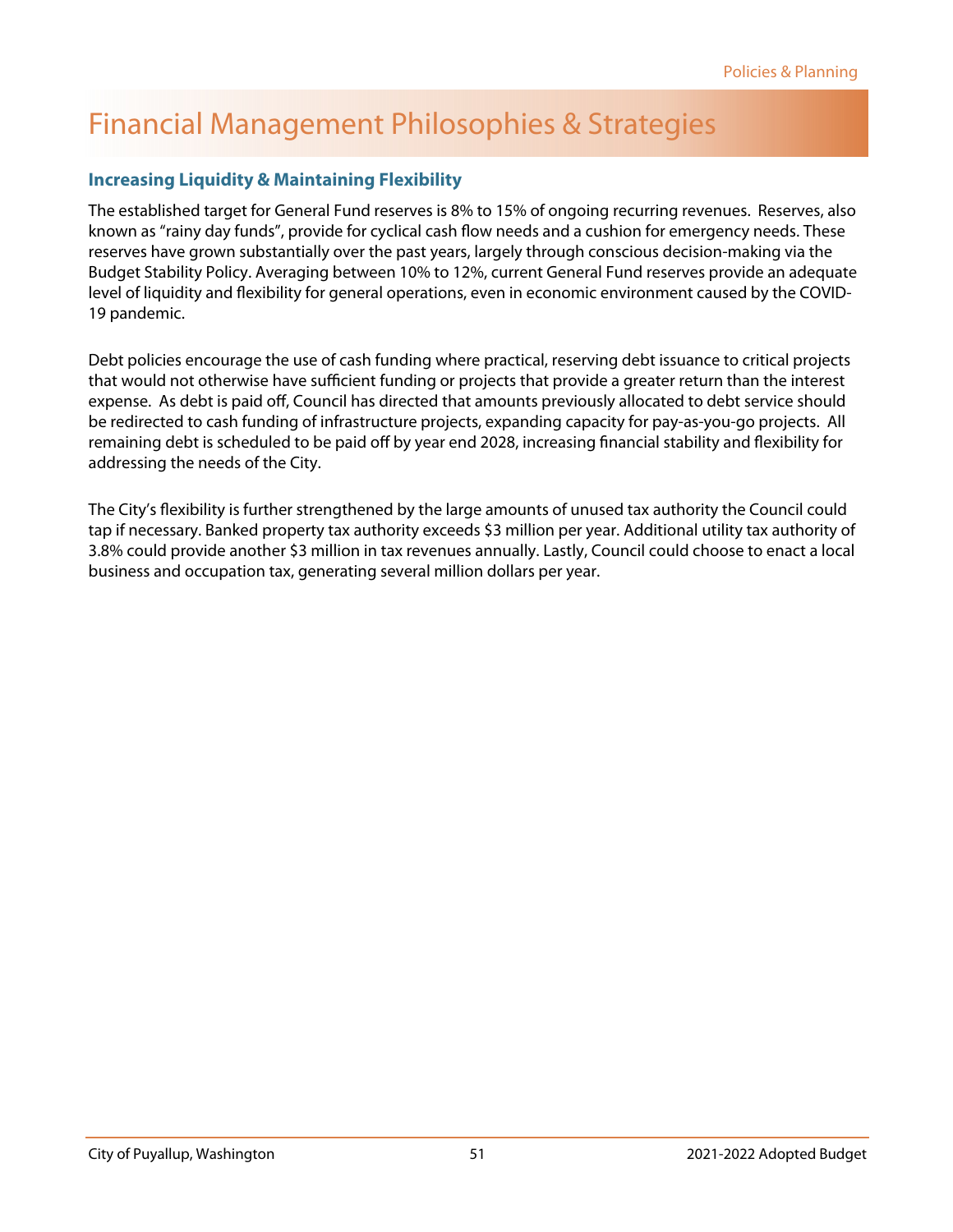# Financial Management Philosophies & Strategies

## Increasing Liquidity & Maintaining Flexibility

The established target for General Fund reserves is 8% to 15% of ongoing recurring revenues. Reserves, also known as "rainy day funds", provide for cyclical cash flow needs and a cushion for emergency needs. These reserves have grown substantially over the past years, largely through conscious decision-making via the Budget Stability Policy. Averaging between 10% to 12%, current General Fund reserves provide an adequate level of liquidity and flexibility for general operations, even in economic environment caused by the COVID-19 pandemic.

Debt policies encourage the use of cash funding where practical, reserving debt issuance to critical projects that would not otherwise have sufficient funding or projects that provide a greater return than the interest expense. As debt is paid off, Council has directed that amounts previously allocated to debt service should be redirected to cash funding of infrastructure projects, expanding capacity for pay-as-you-go projects. All remaining debt is scheduled to be paid off by year end 2028, increasing financial stability and flexibility for addressing the needs of the City.

The City's flexibility is further strengthened by the large amounts of unused tax authority the Council could tap if necessary. Banked property tax authority exceeds $3 million per year. Additional utility tax authority of 3.8% could provide another $3 million in tax revenues annually. Lastly, Council could choose to enact a local business and occupation tax, generating several million dollars per year.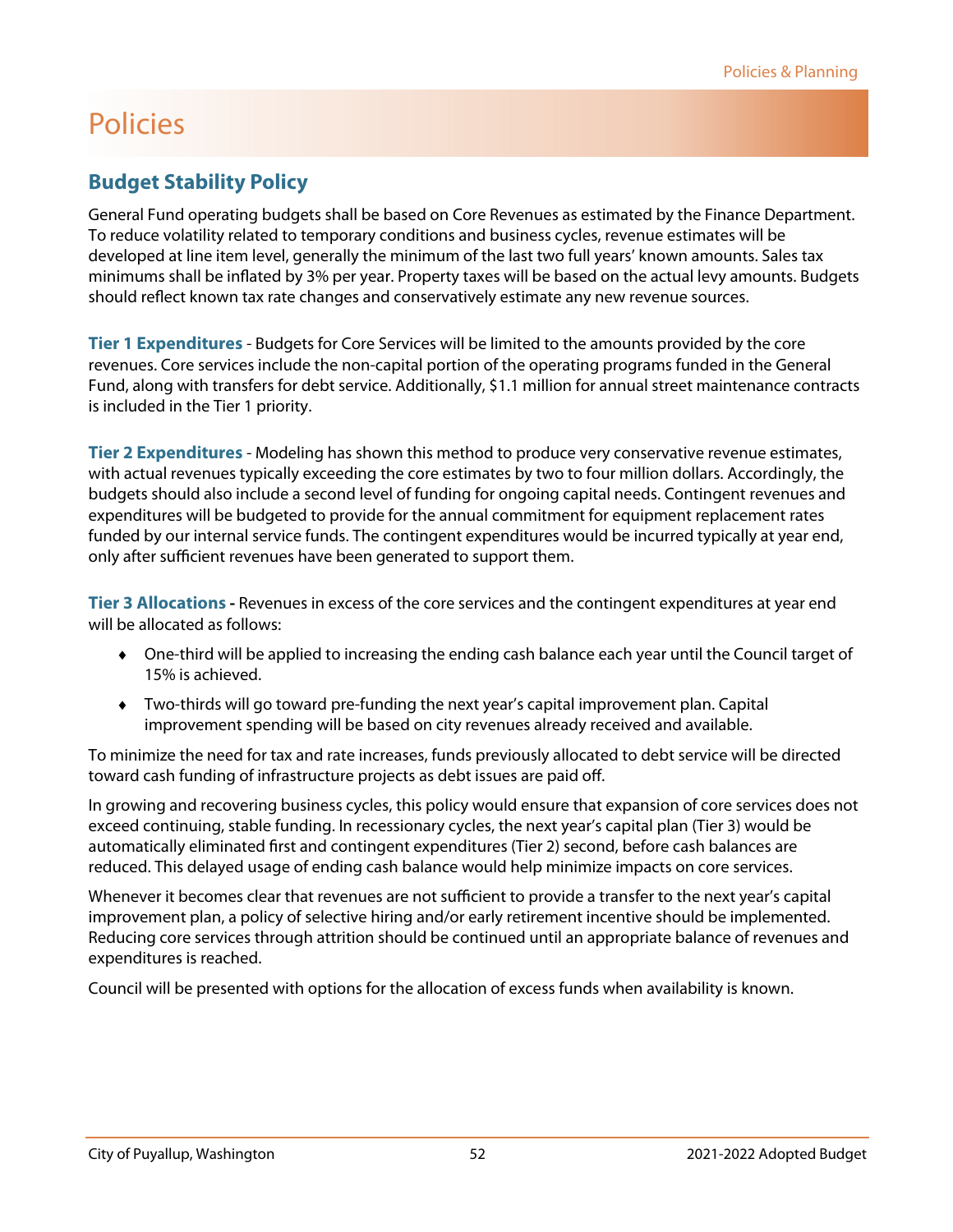# Policies

## Budget Stability Policy

General Fund operating budgets shall be based on Core Revenues as estimated by the Finance Department. To reduce volatility related to temporary conditions and business cycles, revenue estimates will be developed at line item level, generally the minimum of the last two full years' known amounts. Sales tax minimums shall be inflated by 3% per year. Property taxes will be based on the actual levy amounts. Budgets should reflect known tax rate changes and conservatively estimate any new revenue sources.

**Tier 1 Expenditures** - Budgets for Core Services will be limited to the amounts provided by the core revenues. Core services include the non-capital portion of the operating programs funded in the General Fund, along with transfers for debt service. Additionally, $1.1 million for annual street maintenance contracts is included in the Tier 1 priority.

**Tier 2 Expenditures** - Modeling has shown this method to produce very conservative revenue estimates, with actual revenues typically exceeding the core estimates by two to four million dollars. Accordingly, the budgets should also include a second level of funding for ongoing capital needs. Contingent revenues and expenditures will be budgeted to provide for the annual commitment for equipment replacement rates funded by our internal service funds. The contingent expenditures would be incurred typically at year end, only after sufficient revenues have been generated to support them.

**Tier 3 Allocations -** Revenues in excess of the core services and the contingent expenditures at year end will be allocated as follows:

- One-third will be applied to increasing the ending cash balance each year until the Council target of 15% is achieved.
- Two-thirds will go toward pre-funding the next year's capital improvement plan. Capital improvement spending will be based on city revenues already received and available.

To minimize the need for tax and rate increases, funds previously allocated to debt service will be directed toward cash funding of infrastructure projects as debt issues are paid off.

In growing and recovering business cycles, this policy would ensure that expansion of core services does not exceed continuing, stable funding. In recessionary cycles, the next year's capital plan (Tier 3) would be automatically eliminated first and contingent expenditures (Tier 2) second, before cash balances are reduced. This delayed usage of ending cash balance would help minimize impacts on core services.

Whenever it becomes clear that revenues are not sufficient to provide a transfer to the next year's capital improvement plan, a policy of selective hiring and/or early retirement incentive should be implemented. Reducing core services through attrition should be continued until an appropriate balance of revenues and expenditures is reached.

Council will be presented with options for the allocation of excess funds when availability is known.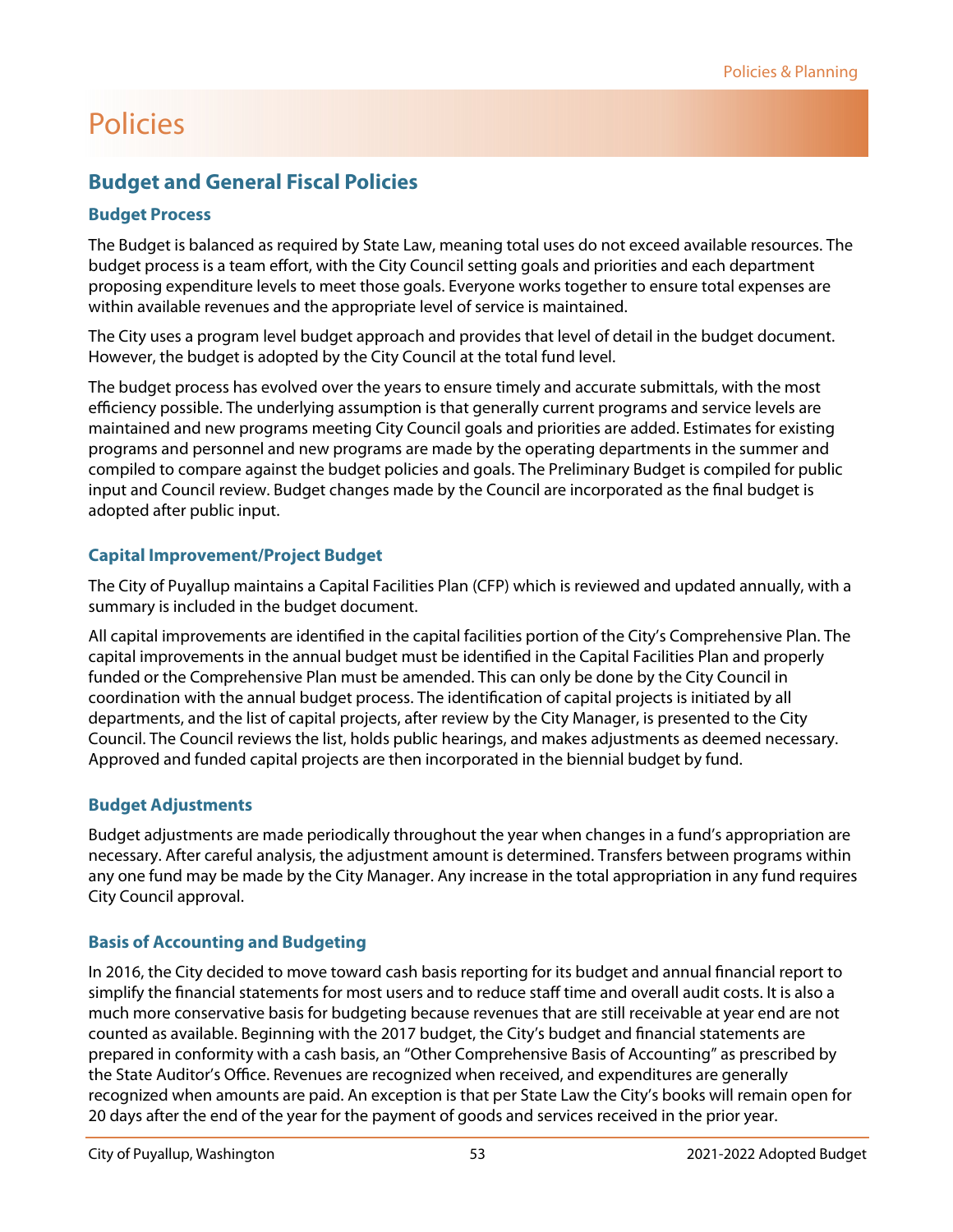# Policies

## Budget and General Fiscal Policies

### Budget Process

The Budget is balanced as required by State Law, meaning total uses do not exceed available resources. The budget process is a team effort, with the City Council setting goals and priorities and each department proposing expenditure levels to meet those goals. Everyone works together to ensure total expenses are within available revenues and the appropriate level of service is maintained.

The City uses a program level budget approach and provides that level of detail in the budget document. However, the budget is adopted by the City Council at the total fund level.

The budget process has evolved over the years to ensure timely and accurate submittals, with the most efficiency possible. The underlying assumption is that generally current programs and service levels are maintained and new programs meeting City Council goals and priorities are added. Estimates for existing programs and personnel and new programs are made by the operating departments in the summer and compiled to compare against the budget policies and goals. The Preliminary Budget is compiled for public input and Council review. Budget changes made by the Council are incorporated as the final budget is adopted after public input.

### Capital Improvement/Project Budget

The City of Puyallup maintains a Capital Facilities Plan (CFP) which is reviewed and updated annually, with a summary is included in the budget document.

All capital improvements are identified in the capital facilities portion of the City's Comprehensive Plan. The capital improvements in the annual budget must be identified in the Capital Facilities Plan and properly funded or the Comprehensive Plan must be amended. This can only be done by the City Council in coordination with the annual budget process. The identification of capital projects is initiated by all departments, and the list of capital projects, after review by the City Manager, is presented to the City Council. The Council reviews the list, holds public hearings, and makes adjustments as deemed necessary. Approved and funded capital projects are then incorporated in the biennial budget by fund.

### Budget Adjustments

Budget adjustments are made periodically throughout the year when changes in a fund's appropriation are necessary. After careful analysis, the adjustment amount is determined. Transfers between programs within any one fund may be made by the City Manager. Any increase in the total appropriation in any fund requires City Council approval.

### Basis of Accounting and Budgeting

In 2016, the City decided to move toward cash basis reporting for its budget and annual financial report to simplify the financial statements for most users and to reduce staff time and overall audit costs. It is also a much more conservative basis for budgeting because revenues that are still receivable at year end are not counted as available. Beginning with the 2017 budget, the City's budget and financial statements are prepared in conformity with a cash basis, an "Other Comprehensive Basis of Accounting" as prescribed by the State Auditor's Office. Revenues are recognized when received, and expenditures are generally recognized when amounts are paid. An exception is that per State Law the City's books will remain open for 20 days after the end of the year for the payment of goods and services received in the prior year.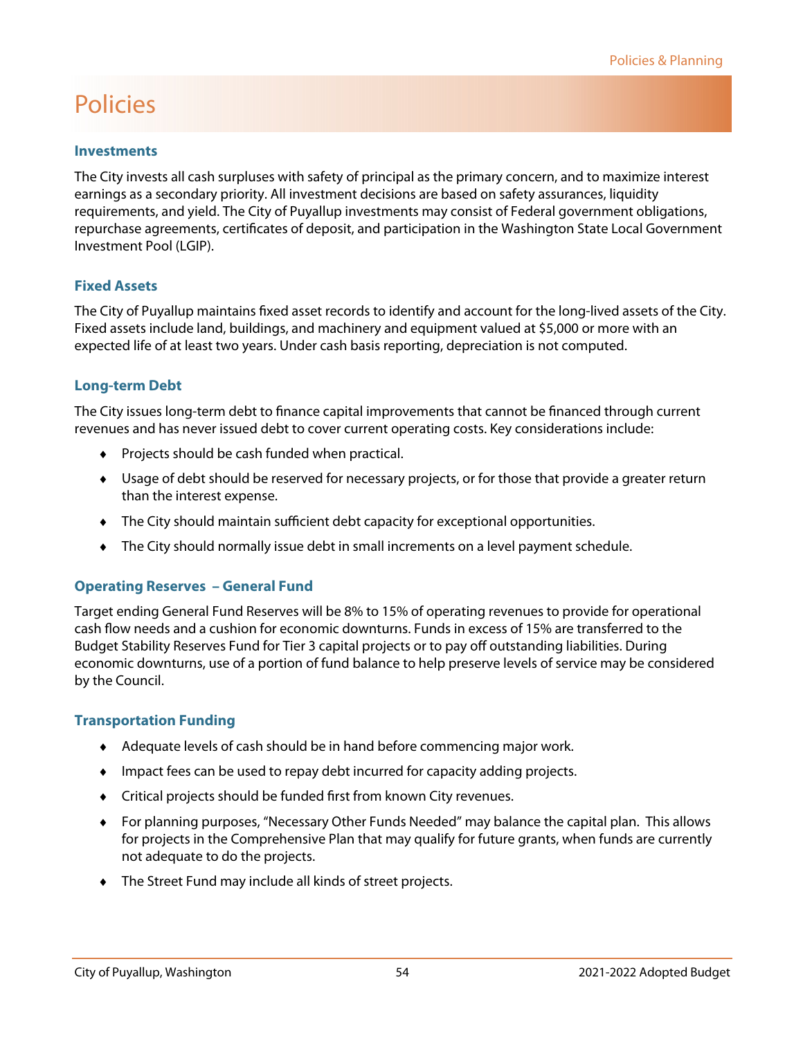# Policies

### Investments

The City invests all cash surpluses with safety of principal as the primary concern, and to maximize interest earnings as a secondary priority. All investment decisions are based on safety assurances, liquidity requirements, and yield. The City of Puyallup investments may consist of Federal government obligations, repurchase agreements, certificates of deposit, and participation in the Washington State Local Government Investment Pool (LGIP).

### Fixed Assets

The City of Puyallup maintains fixed asset records to identify and account for the long-lived assets of the City. Fixed assets include land, buildings, and machinery and equipment valued at $5,000 or more with an expected life of at least two years. Under cash basis reporting, depreciation is not computed.

### Long-term Debt

The City issues long-term debt to finance capital improvements that cannot be financed through current revenues and has never issued debt to cover current operating costs. Key considerations include:

- Projects should be cash funded when practical.
- Usage of debt should be reserved for necessary projects, or for those that provide a greater return than the interest expense.
- The City should maintain sufficient debt capacity for exceptional opportunities.
- The City should normally issue debt in small increments on a level payment schedule.

### Operating Reserves – General Fund

Target ending General Fund Reserves will be 8% to 15% of operating revenues to provide for operational cash flow needs and a cushion for economic downturns. Funds in excess of 15% are transferred to the Budget Stability Reserves Fund for Tier 3 capital projects or to pay off outstanding liabilities. During economic downturns, use of a portion of fund balance to help preserve levels of service may be considered by the Council.

### Transportation Funding

- Adequate levels of cash should be in hand before commencing major work.
- Impact fees can be used to repay debt incurred for capacity adding projects.
- Critical projects should be funded first from known City revenues.
- For planning purposes, "Necessary Other Funds Needed" may balance the capital plan. This allows for projects in the Comprehensive Plan that may qualify for future grants, when funds are currently not adequate to do the projects.
- The Street Fund may include all kinds of street projects.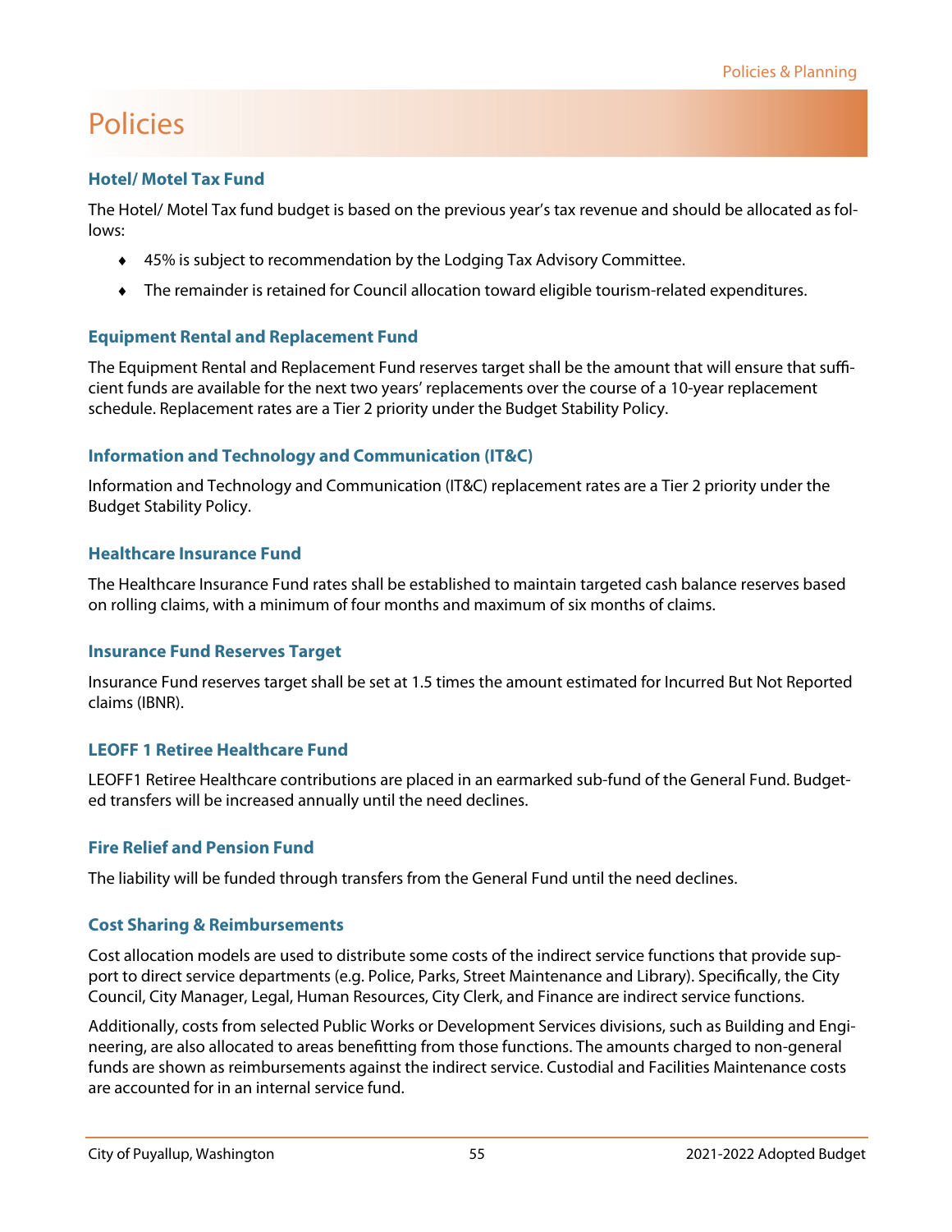# Policies

### Hotel/ Motel Tax Fund

The Hotel/ Motel Tax fund budget is based on the previous year's tax revenue and should be allocated as follows:

- 45% is subject to recommendation by the Lodging Tax Advisory Committee.
- The remainder is retained for Council allocation toward eligible tourism-related expenditures.

### Equipment Rental and Replacement Fund

The Equipment Rental and Replacement Fund reserves target shall be the amount that will ensure that sufficient funds are available for the next two years' replacements over the course of a 10-year replacement schedule. Replacement rates are a Tier 2 priority under the Budget Stability Policy.

### Information and Technology and Communication (IT&C)

Information and Technology and Communication (IT&C) replacement rates are a Tier 2 priority under the Budget Stability Policy.

### Healthcare Insurance Fund

The Healthcare Insurance Fund rates shall be established to maintain targeted cash balance reserves based on rolling claims, with a minimum of four months and maximum of six months of claims.

### Insurance Fund Reserves Target

Insurance Fund reserves target shall be set at 1.5 times the amount estimated for Incurred But Not Reported claims (IBNR).

### LEOFF 1 Retiree Healthcare Fund

LEOFF1 Retiree Healthcare contributions are placed in an earmarked sub-fund of the General Fund. Budgeted transfers will be increased annually until the need declines.

### Fire Relief and Pension Fund

The liability will be funded through transfers from the General Fund until the need declines.

### Cost Sharing & Reimbursements

Cost allocation models are used to distribute some costs of the indirect service functions that provide support to direct service departments (e.g. Police, Parks, Street Maintenance and Library). Specifically, the City Council, City Manager, Legal, Human Resources, City Clerk, and Finance are indirect service functions.

Additionally, costs from selected Public Works or Development Services divisions, such as Building and Engineering, are also allocated to areas benefitting from those functions. The amounts charged to non-general funds are shown as reimbursements against the indirect service. Custodial and Facilities Maintenance costs are accounted for in an internal service fund.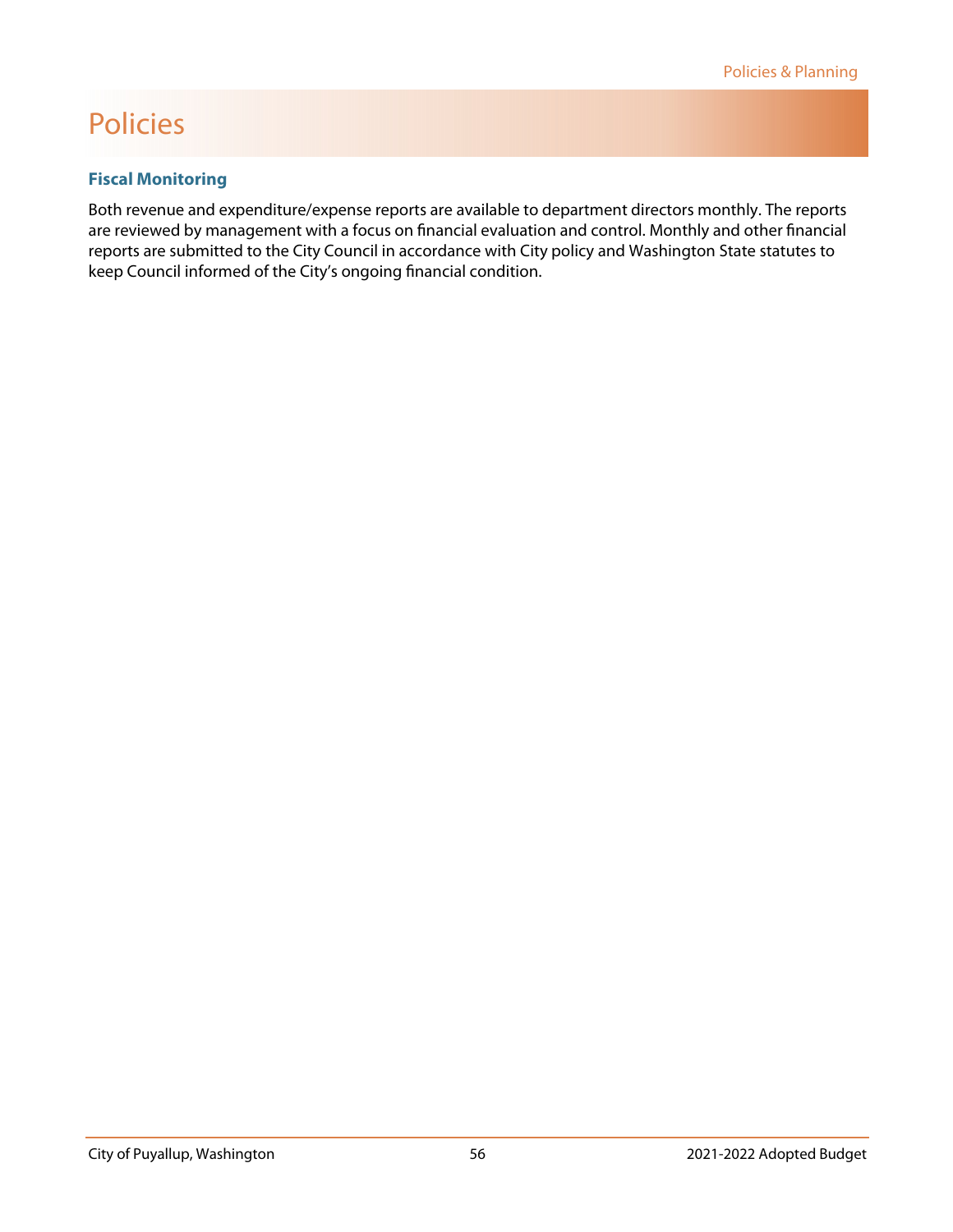# Policies

### Fiscal Monitoring

Both revenue and expenditure/expense reports are available to department directors monthly. The reports are reviewed by management with a focus on financial evaluation and control. Monthly and other financial reports are submitted to the City Council in accordance with City policy and Washington State statutes to keep Council informed of the City's ongoing financial condition.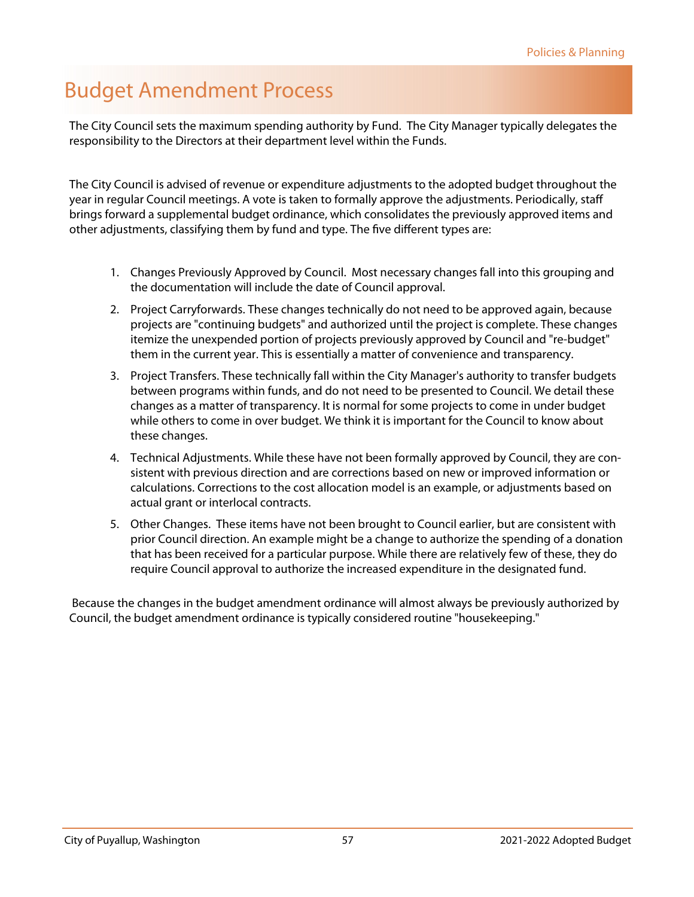# Budget Amendment Process

The City Council sets the maximum spending authority by Fund. The City Manager typically delegates the responsibility to the Directors at their department level within the Funds.

The City Council is advised of revenue or expenditure adjustments to the adopted budget throughout the year in regular Council meetings. A vote is taken to formally approve the adjustments. Periodically, staff brings forward a supplemental budget ordinance, which consolidates the previously approved items and other adjustments, classifying them by fund and type. The five different types are:

1. Changes Previously Approved by Council. Most necessary changes fall into this grouping and the documentation will include the date of Council approval.
2. Project Carryforwards. These changes technically do not need to be approved again, because projects are "continuing budgets" and authorized until the project is complete. These changes itemize the unexpended portion of projects previously approved by Council and "re-budget" them in the current year. This is essentially a matter of convenience and transparency.
3. Project Transfers. These technically fall within the City Manager's authority to transfer budgets between programs within funds, and do not need to be presented to Council. We detail these changes as a matter of transparency. It is normal for some projects to come in under budget while others to come in over budget. We think it is important for the Council to know about these changes.
4. Technical Adjustments. While these have not been formally approved by Council, they are consistent with previous direction and are corrections based on new or improved information or calculations. Corrections to the cost allocation model is an example, or adjustments based on actual grant or interlocal contracts.
5. Other Changes. These items have not been brought to Council earlier, but are consistent with prior Council direction. An example might be a change to authorize the spending of a donation that has been received for a particular purpose. While there are relatively few of these, they do require Council approval to authorize the increased expenditure in the designated fund.

Because the changes in the budget amendment ordinance will almost always be previously authorized by Council, the budget amendment ordinance is typically considered routine "housekeeping."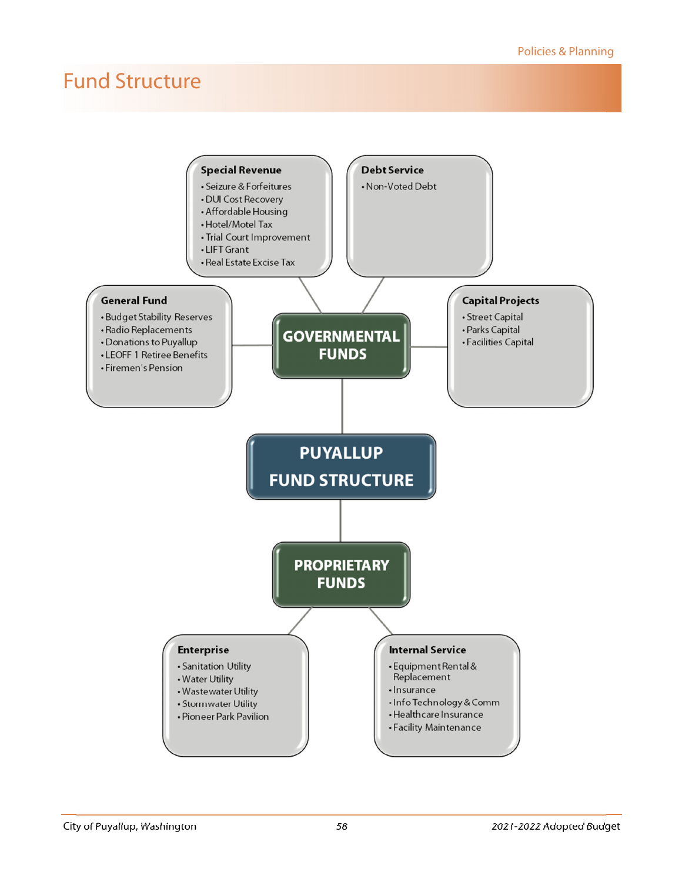# Fund Structure

## PUYALLUP FUND STRUCTURE

### GOVERNMENTAL FUNDS

**Special Revenue**
- Seizure & Forfeitures
- DUI Cost Recovery
- Affordable Housing
- Hotel/Motel Tax
- Trial Court Improvement
- LIFT Grant
- Real Estate Excise Tax

**Debt Service**
- Non-Voted Debt

**General Fund**
- Budget Stability Reserves
- Radio Replacements
- Donations to Puyallup
- LEOFF 1 Retiree Benefits
- Firemen's Pension

**Capital Projects**
- Street Capital
- Parks Capital
- Facilities Capital

### PROPRIETARY FUNDS

**Enterprise**
- Sanitation Utility
- Water Utility
- Wastewater Utility
- Stormwater Utility
- Pioneer Park Pavilion

**Internal Service**
- Equipment Rental & Replacement
- Insurance
- Info Technology & Comm
- Healthcare Insurance
- Facility Maintenance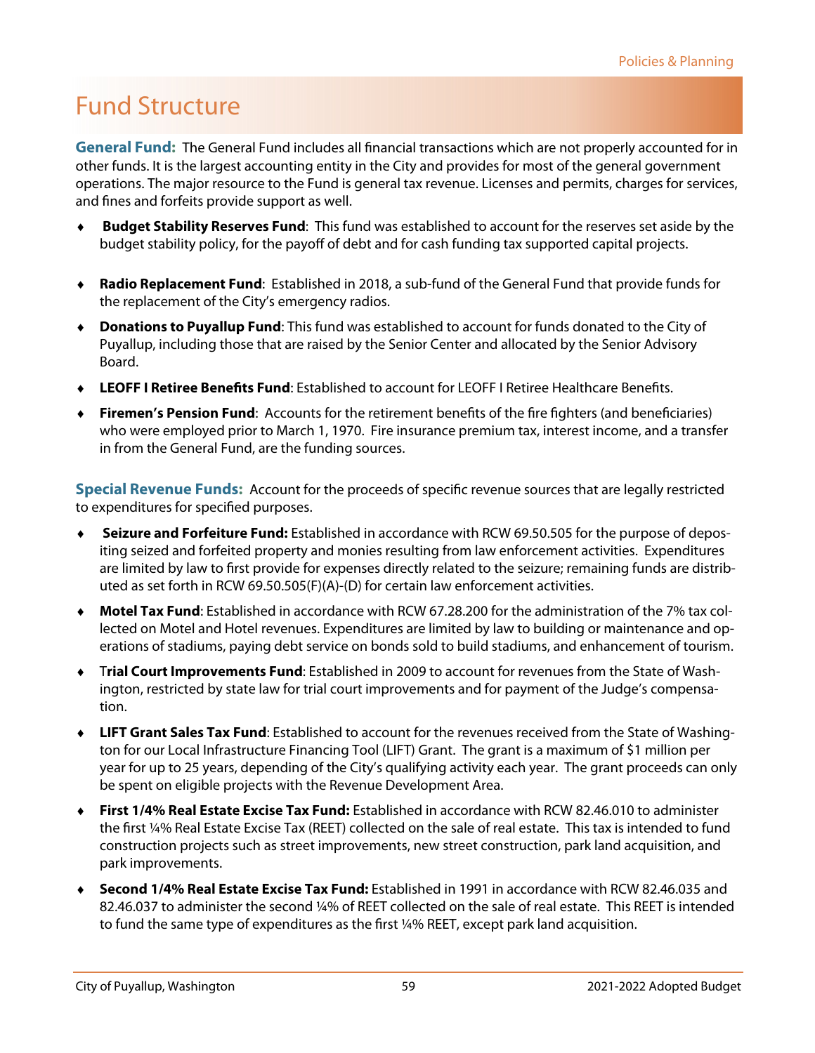# Fund Structure

**General Fund:** The General Fund includes all financial transactions which are not properly accounted for in other funds. It is the largest accounting entity in the City and provides for most of the general government operations. The major resource to the Fund is general tax revenue. Licenses and permits, charges for services, and fines and forfeits provide support as well.

- **Budget Stability Reserves Fund**: This fund was established to account for the reserves set aside by the budget stability policy, for the payoff of debt and for cash funding tax supported capital projects.
- **Radio Replacement Fund**: Established in 2018, a sub-fund of the General Fund that provide funds for the replacement of the City's emergency radios.
- **Donations to Puyallup Fund**: This fund was established to account for funds donated to the City of Puyallup, including those that are raised by the Senior Center and allocated by the Senior Advisory Board.
- **LEOFF I Retiree Benefits Fund**: Established to account for LEOFF I Retiree Healthcare Benefits.
- **Firemen's Pension Fund**: Accounts for the retirement benefits of the fire fighters (and beneficiaries) who were employed prior to March 1, 1970. Fire insurance premium tax, interest income, and a transfer in from the General Fund, are the funding sources.

**Special Revenue Funds:** Account for the proceeds of specific revenue sources that are legally restricted to expenditures for specified purposes.

- **Seizure and Forfeiture Fund:** Established in accordance with RCW 69.50.505 for the purpose of depositing seized and forfeited property and monies resulting from law enforcement activities. Expenditures are limited by law to first provide for expenses directly related to the seizure; remaining funds are distributed as set forth in RCW 69.50.505(F)(A)-(D) for certain law enforcement activities.
- **Motel Tax Fund**: Established in accordance with RCW 67.28.200 for the administration of the 7% tax collected on Motel and Hotel revenues. Expenditures are limited by law to building or maintenance and operations of stadiums, paying debt service on bonds sold to build stadiums, and enhancement of tourism.
- **Trial Court Improvements Fund**: Established in 2009 to account for revenues from the State of Washington, restricted by state law for trial court improvements and for payment of the Judge's compensation.
- **LIFT Grant Sales Tax Fund**: Established to account for the revenues received from the State of Washington for our Local Infrastructure Financing Tool (LIFT) Grant. The grant is a maximum of $1 million per year for up to 25 years, depending of the City's qualifying activity each year. The grant proceeds can only be spent on eligible projects with the Revenue Development Area.
- **First 1/4% Real Estate Excise Tax Fund:** Established in accordance with RCW 82.46.010 to administer the first ¼% Real Estate Excise Tax (REET) collected on the sale of real estate. This tax is intended to fund construction projects such as street improvements, new street construction, park land acquisition, and park improvements.
- **Second 1/4% Real Estate Excise Tax Fund:** Established in 1991 in accordance with RCW 82.46.035 and 82.46.037 to administer the second ¼% of REET collected on the sale of real estate. This REET is intended to fund the same type of expenditures as the first ¼% REET, except park land acquisition.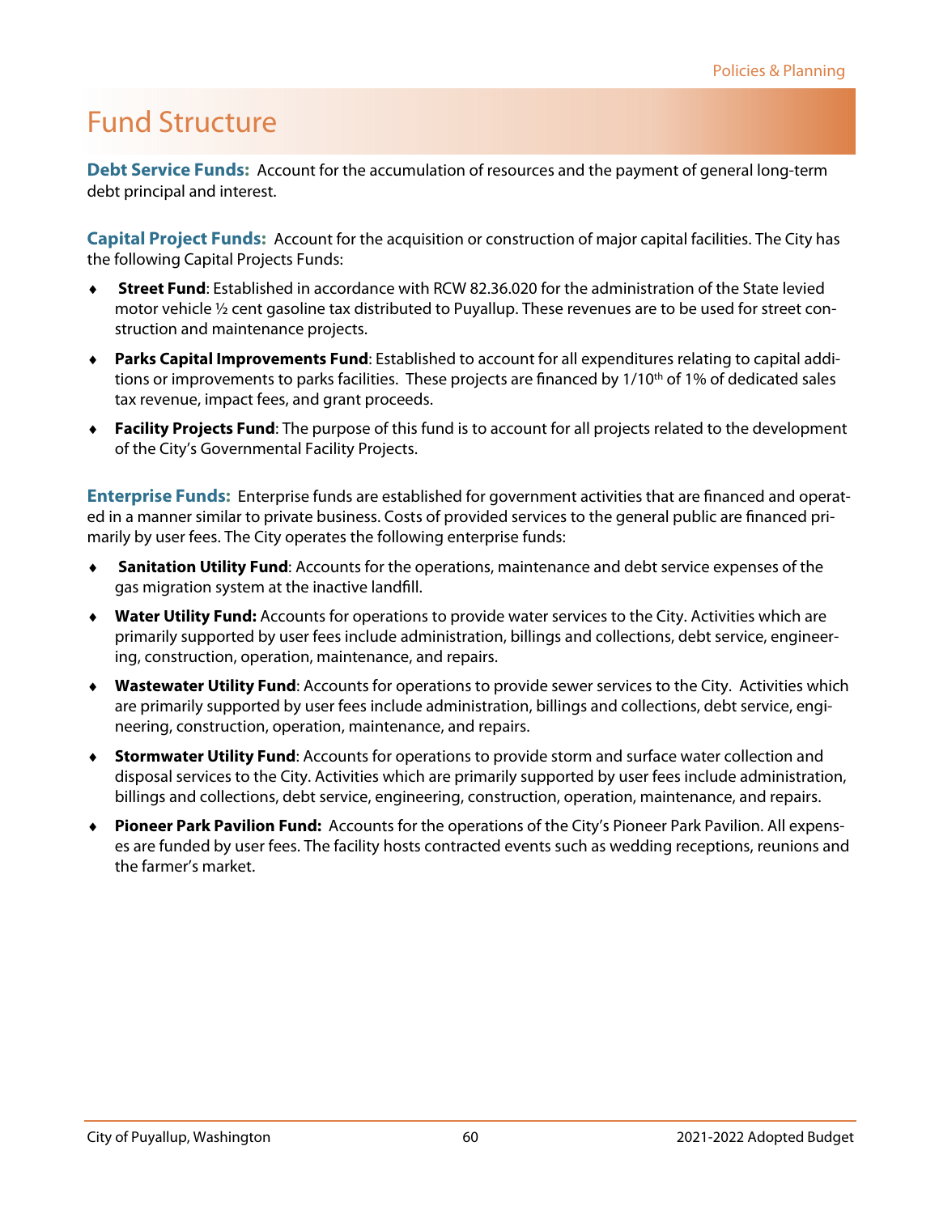# Fund Structure

**Debt Service Funds:** Account for the accumulation of resources and the payment of general long-term debt principal and interest.

**Capital Project Funds:** Account for the acquisition or construction of major capital facilities. The City has the following Capital Projects Funds:

- **Street Fund**: Established in accordance with RCW 82.36.020 for the administration of the State levied motor vehicle ½ cent gasoline tax distributed to Puyallup. These revenues are to be used for street construction and maintenance projects.
- **Parks Capital Improvements Fund**: Established to account for all expenditures relating to capital additions or improvements to parks facilities. These projects are financed by 1/10th of 1% of dedicated sales tax revenue, impact fees, and grant proceeds.
- **Facility Projects Fund**: The purpose of this fund is to account for all projects related to the development of the City's Governmental Facility Projects.

**Enterprise Funds:** Enterprise funds are established for government activities that are financed and operated in a manner similar to private business. Costs of provided services to the general public are financed primarily by user fees. The City operates the following enterprise funds:

- **Sanitation Utility Fund**: Accounts for the operations, maintenance and debt service expenses of the gas migration system at the inactive landfill.
- **Water Utility Fund:** Accounts for operations to provide water services to the City. Activities which are primarily supported by user fees include administration, billings and collections, debt service, engineering, construction, operation, maintenance, and repairs.
- **Wastewater Utility Fund**: Accounts for operations to provide sewer services to the City. Activities which are primarily supported by user fees include administration, billings and collections, debt service, engineering, construction, operation, maintenance, and repairs.
- **Stormwater Utility Fund**: Accounts for operations to provide storm and surface water collection and disposal services to the City. Activities which are primarily supported by user fees include administration, billings and collections, debt service, engineering, construction, operation, maintenance, and repairs.
- **Pioneer Park Pavilion Fund:** Accounts for the operations of the City's Pioneer Park Pavilion. All expenses are funded by user fees. The facility hosts contracted events such as wedding receptions, reunions and the farmer's market.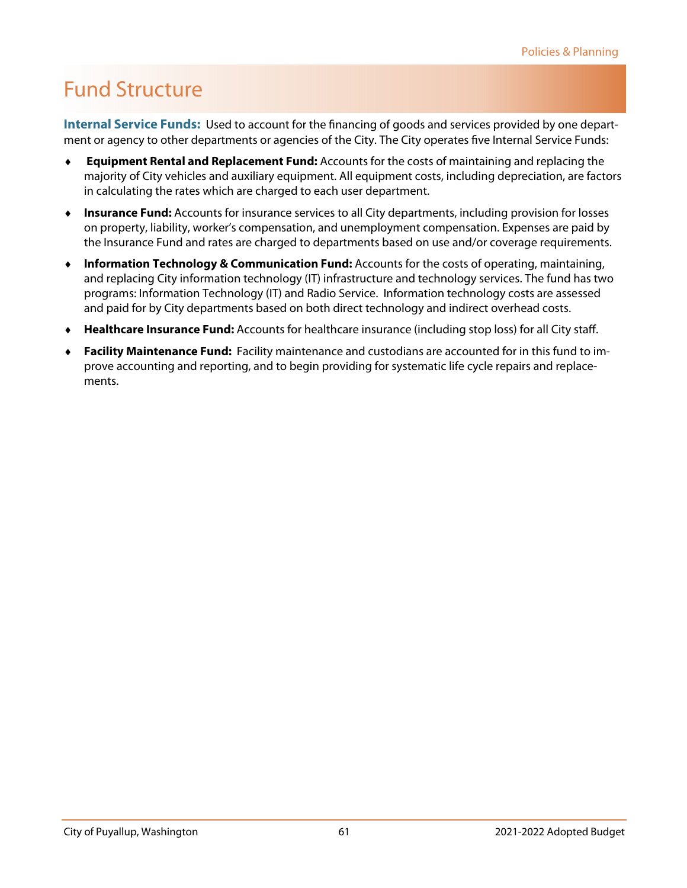# Fund Structure

**Internal Service Funds:** Used to account for the financing of goods and services provided by one department or agency to other departments or agencies of the City. The City operates five Internal Service Funds:

- **Equipment Rental and Replacement Fund:** Accounts for the costs of maintaining and replacing the majority of City vehicles and auxiliary equipment. All equipment costs, including depreciation, are factors in calculating the rates which are charged to each user department.
- **Insurance Fund:** Accounts for insurance services to all City departments, including provision for losses on property, liability, worker's compensation, and unemployment compensation. Expenses are paid by the Insurance Fund and rates are charged to departments based on use and/or coverage requirements.
- **Information Technology & Communication Fund:** Accounts for the costs of operating, maintaining, and replacing City information technology (IT) infrastructure and technology services. The fund has two programs: Information Technology (IT) and Radio Service. Information technology costs are assessed and paid for by City departments based on both direct technology and indirect overhead costs.
- **Healthcare Insurance Fund:** Accounts for healthcare insurance (including stop loss) for all City staff.
- **Facility Maintenance Fund:** Facility maintenance and custodians are accounted for in this fund to improve accounting and reporting, and to begin providing for systematic life cycle repairs and replacements.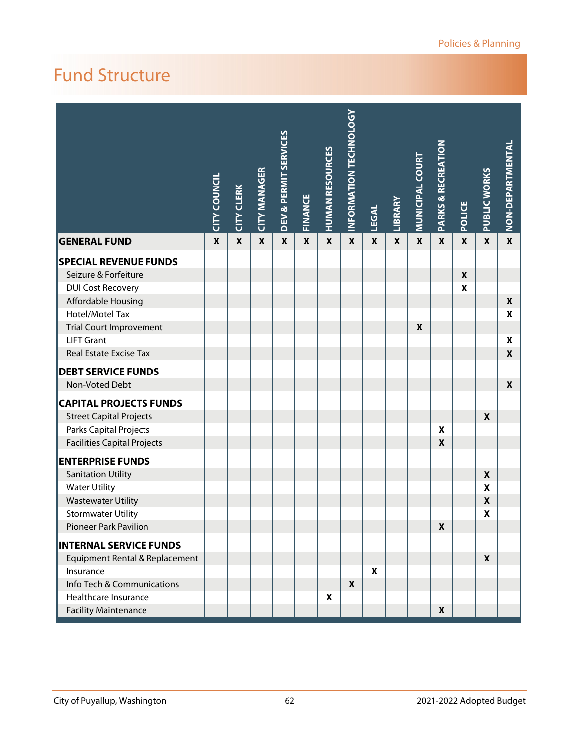# Fund Structure

| | CITY COUNCIL | CITY CLERK | CITY MANAGER | DEV & PERMIT SERVICES | FINANCE | HUMAN RESOURCES | INFORMATION TECHNOLOGY | LEGAL | LIBRARY | MUNICIPAL COURT | PARKS & RECREATION | POLICE | PUBLIC WORKS | NON-DEPARTMENTAL |
|---|---|---|---|---|---|---|---|---|---|---|---|---|---|---|
| **GENERAL FUND** | X | X | X | X | X | X | X | X | X | X | X | X | X | X |
| **SPECIAL REVENUE FUNDS** | | | | | | | | | | | | | | |
| Seizure & Forfeiture | | | | | | | | | | | | X | | |
| DUI Cost Recovery | | | | | | | | | | | | X | | |
| Affordable Housing | | | | | | | | | | | | | | X |
| Hotel/Motel Tax | | | | | | | | | | | | | | X |
| Trial Court Improvement | | | | | | | | | | X | | | | |
| LIFT Grant | | | | | | | | | | | | | | X |
| Real Estate Excise Tax | | | | | | | | | | | | | | X |
| **DEBT SERVICE FUNDS** | | | | | | | | | | | | | | |
| Non-Voted Debt | | | | | | | | | | | | | | X |
| **CAPITAL PROJECTS FUNDS** | | | | | | | | | | | | | | |
| Street Capital Projects | | | | | | | | | | | | | X | |
| Parks Capital Projects | | | | | | | | | | | X | | | |
| Facilities Capital Projects | | | | | | | | | | | X | | | |
| **ENTERPRISE FUNDS** | | | | | | | | | | | | | | |
| Sanitation Utility | | | | | | | | | | | | | X | |
| Water Utility | | | | | | | | | | | | | X | |
| Wastewater Utility | | | | | | | | | | | | | X | |
| Stormwater Utility | | | | | | | | | | | | | X | |
| Pioneer Park Pavilion | | | | | | | | | | | X | | | |
| **INTERNAL SERVICE FUNDS** | | | | | | | | | | | | | | |
| Equipment Rental & Replacement | | | | | | | | | | | | | X | |
| Insurance | | | | | | | | X | | | | | | |
| Info Tech & Communications | | | | | | | X | | | | | | | |
| Healthcare Insurance | | | | | | X | | | | | | | | |
| Facility Maintenance | | | | | | | | | | | X | | | |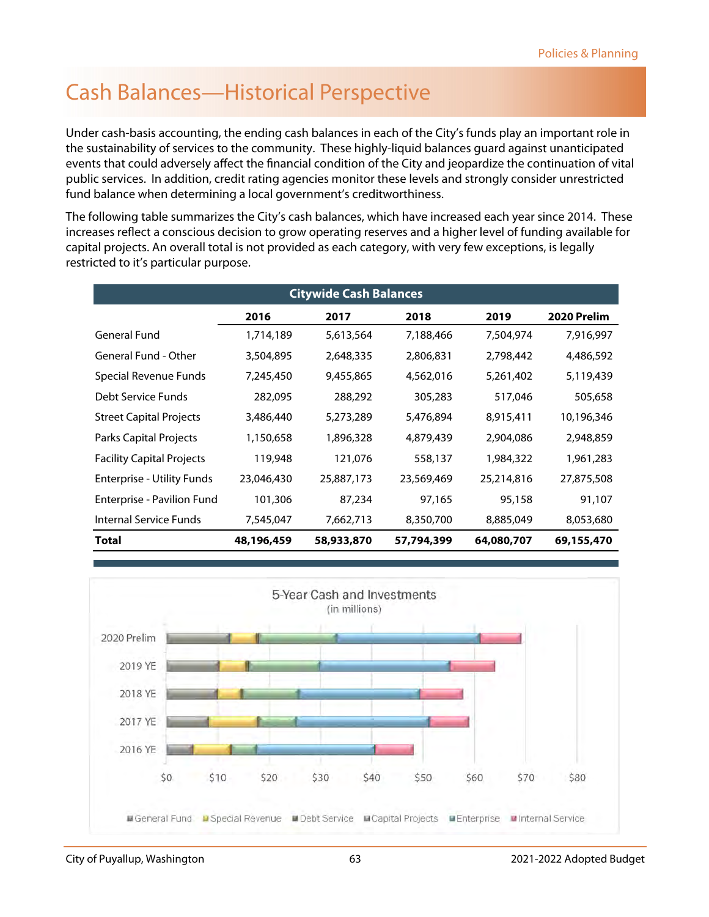# Cash Balances—Historical Perspective

Under cash-basis accounting, the ending cash balances in each of the City's funds play an important role in the sustainability of services to the community. These highly-liquid balances guard against unanticipated events that could adversely affect the financial condition of the City and jeopardize the continuation of vital public services. In addition, credit rating agencies monitor these levels and strongly consider unrestricted fund balance when determining a local government's creditworthiness.

The following table summarizes the City's cash balances, which have increased each year since 2014. These increases reflect a conscious decision to grow operating reserves and a higher level of funding available for capital projects. An overall total is not provided as each category, with very few exceptions, is legally restricted to it's particular purpose.

**Citywide Cash Balances**

| | 2016 | 2017 | 2018 | 2019 | 2020 Prelim |
|---|---|---|---|---|---|
| General Fund | 1,714,189 | 5,613,564 | 7,188,466 | 7,504,974 | 7,916,997 |
| General Fund - Other | 3,504,895 | 2,648,335 | 2,806,831 | 2,798,442 | 4,486,592 |
| Special Revenue Funds | 7,245,450 | 9,455,865 | 4,562,016 | 5,261,402 | 5,119,439 |
| Debt Service Funds | 282,095 | 288,292 | 305,283 | 517,046 | 505,658 |
| Street Capital Projects | 3,486,440 | 5,273,289 | 5,476,894 | 8,915,411 | 10,196,346 |
| Parks Capital Projects | 1,150,658 | 1,896,328 | 4,879,439 | 2,904,086 | 2,948,859 |
| Facility Capital Projects | 119,948 | 121,076 | 558,137 | 1,984,322 | 1,961,283 |
| Enterprise - Utility Funds | 23,046,430 | 25,887,173 | 23,569,469 | 25,214,816 | 27,875,508 |
| Enterprise - Pavilion Fund | 101,306 | 87,234 | 97,165 | 95,158 | 91,107 |
| Internal Service Funds | 7,545,047 | 7,662,713 | 8,350,700 | 8,885,049 | 8,053,680 |
| **Total** | **48,196,459** | **58,933,870** | **57,794,399** | **64,080,707** | **69,155,470** |

5-Year Cash and Investments (in millions)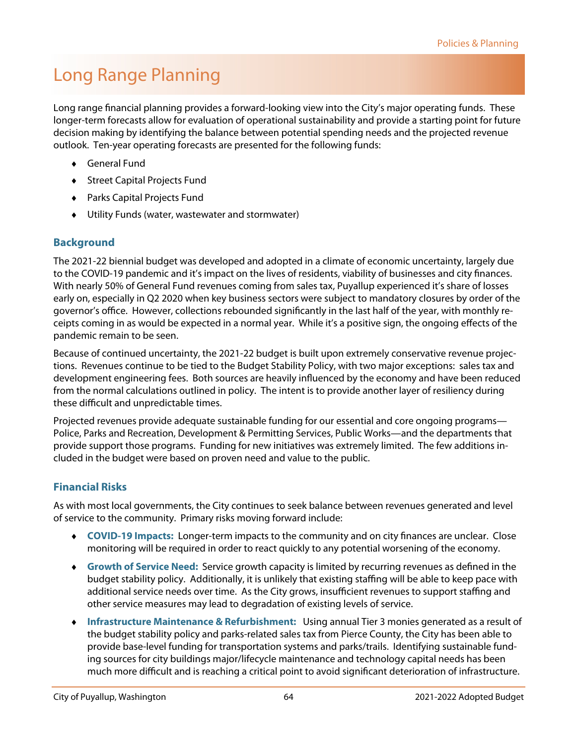# Long Range Planning

Long range financial planning provides a forward-looking view into the City's major operating funds. These longer-term forecasts allow for evaluation of operational sustainability and provide a starting point for future decision making by identifying the balance between potential spending needs and the projected revenue outlook. Ten-year operating forecasts are presented for the following funds:

- General Fund
- Street Capital Projects Fund
- Parks Capital Projects Fund
- Utility Funds (water, wastewater and stormwater)

## Background

The 2021-22 biennial budget was developed and adopted in a climate of economic uncertainty, largely due to the COVID-19 pandemic and it's impact on the lives of residents, viability of businesses and city finances. With nearly 50% of General Fund revenues coming from sales tax, Puyallup experienced it's share of losses early on, especially in Q2 2020 when key business sectors were subject to mandatory closures by order of the governor's office. However, collections rebounded significantly in the last half of the year, with monthly receipts coming in as would be expected in a normal year. While it's a positive sign, the ongoing effects of the pandemic remain to be seen.

Because of continued uncertainty, the 2021-22 budget is built upon extremely conservative revenue projections. Revenues continue to be tied to the Budget Stability Policy, with two major exceptions: sales tax and development engineering fees. Both sources are heavily influenced by the economy and have been reduced from the normal calculations outlined in policy. The intent is to provide another layer of resiliency during these difficult and unpredictable times.

Projected revenues provide adequate sustainable funding for our essential and core ongoing programs—Police, Parks and Recreation, Development & Permitting Services, Public Works—and the departments that provide support those programs. Funding for new initiatives was extremely limited. The few additions included in the budget were based on proven need and value to the public.

## Financial Risks

As with most local governments, the City continues to seek balance between revenues generated and level of service to the community. Primary risks moving forward include:

- **COVID-19 Impacts:** Longer-term impacts to the community and on city finances are unclear. Close monitoring will be required in order to react quickly to any potential worsening of the economy.
- **Growth of Service Need:** Service growth capacity is limited by recurring revenues as defined in the budget stability policy. Additionally, it is unlikely that existing staffing will be able to keep pace with additional service needs over time. As the City grows, insufficient revenues to support staffing and other service measures may lead to degradation of existing levels of service.
- **Infrastructure Maintenance & Refurbishment:** Using annual Tier 3 monies generated as a result of the budget stability policy and parks-related sales tax from Pierce County, the City has been able to provide base-level funding for transportation systems and parks/trails. Identifying sustainable funding sources for city buildings major/lifecycle maintenance and technology capital needs has been much more difficult and is reaching a critical point to avoid significant deterioration of infrastructure.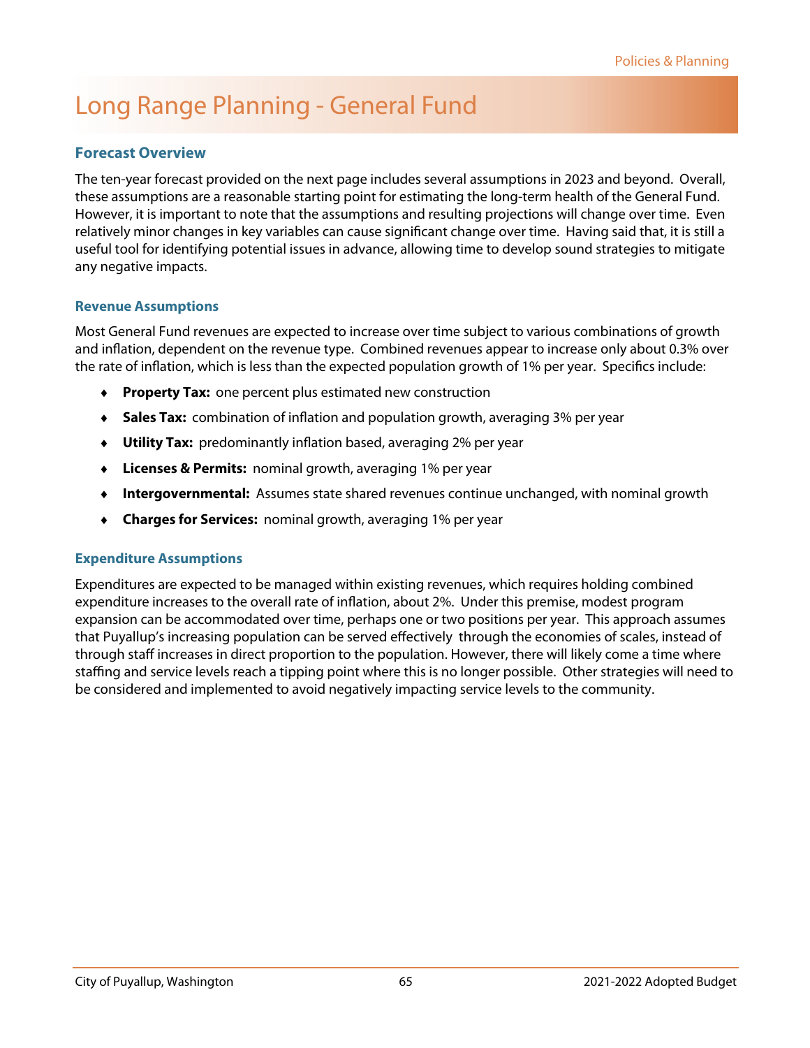# Long Range Planning - General Fund

## Forecast Overview

The ten-year forecast provided on the next page includes several assumptions in 2023 and beyond. Overall, these assumptions are a reasonable starting point for estimating the long-term health of the General Fund. However, it is important to note that the assumptions and resulting projections will change over time. Even relatively minor changes in key variables can cause significant change over time. Having said that, it is still a useful tool for identifying potential issues in advance, allowing time to develop sound strategies to mitigate any negative impacts.

### Revenue Assumptions

Most General Fund revenues are expected to increase over time subject to various combinations of growth and inflation, dependent on the revenue type. Combined revenues appear to increase only about 0.3% over the rate of inflation, which is less than the expected population growth of 1% per year. Specifics include:

- **Property Tax:** one percent plus estimated new construction
- **Sales Tax:** combination of inflation and population growth, averaging 3% per year
- **Utility Tax:** predominantly inflation based, averaging 2% per year
- **Licenses & Permits:** nominal growth, averaging 1% per year
- **Intergovernmental:** Assumes state shared revenues continue unchanged, with nominal growth
- **Charges for Services:** nominal growth, averaging 1% per year

### Expenditure Assumptions

Expenditures are expected to be managed within existing revenues, which requires holding combined expenditure increases to the overall rate of inflation, about 2%. Under this premise, modest program expansion can be accommodated over time, perhaps one or two positions per year. This approach assumes that Puyallup's increasing population can be served effectively through the economies of scales, instead of through staff increases in direct proportion to the population. However, there will likely come a time where staffing and service levels reach a tipping point where this is no longer possible. Other strategies will need to be considered and implemented to avoid negatively impacting service levels to the community.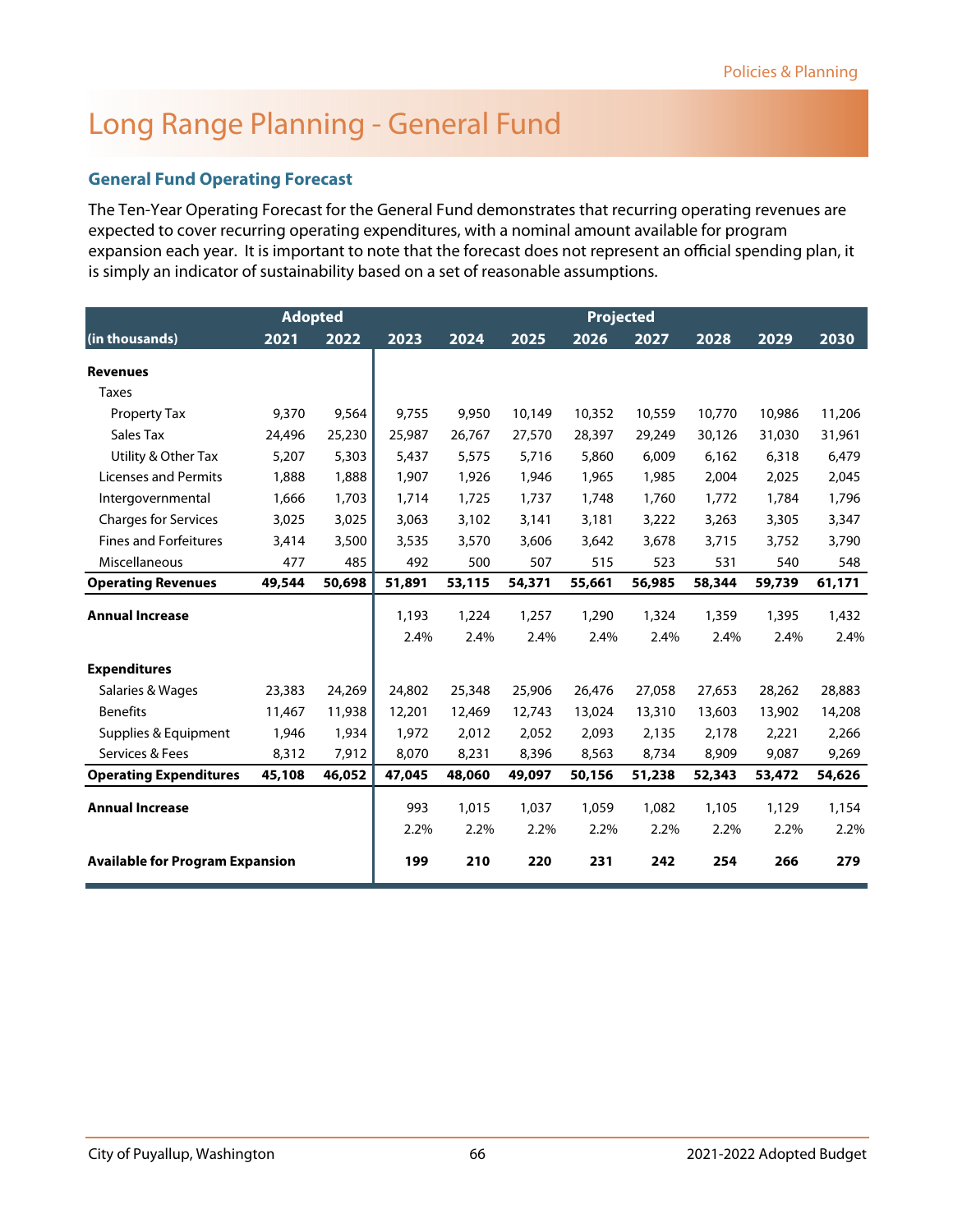# Long Range Planning - General Fund

### General Fund Operating Forecast

The Ten-Year Operating Forecast for the General Fund demonstrates that recurring operating revenues are expected to cover recurring operating expenditures, with a nominal amount available for program expansion each year. It is important to note that the forecast does not represent an official spending plan, it is simply an indicator of sustainability based on a set of reasonable assumptions.

| | Adopted | | Projected | | | | | | | |
|---|---|---|---|---|---|---|---|---|---|---|
| (in thousands) | 2021 | 2022 | 2023 | 2024 | 2025 | 2026 | 2027 | 2028 | 2029 | 2030 |
| **Revenues** | | | | | | | | | | |
| Taxes | | | | | | | | | | |
| Property Tax | 9,370 | 9,564 | 9,755 | 9,950 | 10,149 | 10,352 | 10,559 | 10,770 | 10,986 | 11,206 |
| Sales Tax | 24,496 | 25,230 | 25,987 | 26,767 | 27,570 | 28,397 | 29,249 | 30,126 | 31,030 | 31,961 |
| Utility & Other Tax | 5,207 | 5,303 | 5,437 | 5,575 | 5,716 | 5,860 | 6,009 | 6,162 | 6,318 | 6,479 |
| Licenses and Permits | 1,888 | 1,888 | 1,907 | 1,926 | 1,946 | 1,965 | 1,985 | 2,004 | 2,025 | 2,045 |
| Intergovernmental | 1,666 | 1,703 | 1,714 | 1,725 | 1,737 | 1,748 | 1,760 | 1,772 | 1,784 | 1,796 |
| Charges for Services | 3,025 | 3,025 | 3,063 | 3,102 | 3,141 | 3,181 | 3,222 | 3,263 | 3,305 | 3,347 |
| Fines and Forfeitures | 3,414 | 3,500 | 3,535 | 3,570 | 3,606 | 3,642 | 3,678 | 3,715 | 3,752 | 3,790 |
| Miscellaneous | 477 | 485 | 492 | 500 | 507 | 515 | 523 | 531 | 540 | 548 |
| **Operating Revenues** | **49,544** | **50,698** | **51,891** | **53,115** | **54,371** | **55,661** | **56,985** | **58,344** | **59,739** | **61,171** |
| **Annual Increase** | | | 1,193 | 1,224 | 1,257 | 1,290 | 1,324 | 1,359 | 1,395 | 1,432 |
| | | | 2.4% | 2.4% | 2.4% | 2.4% | 2.4% | 2.4% | 2.4% | 2.4% |
| **Expenditures** | | | | | | | | | | |
| Salaries & Wages | 23,383 | 24,269 | 24,802 | 25,348 | 25,906 | 26,476 | 27,058 | 27,653 | 28,262 | 28,883 |
| Benefits | 11,467 | 11,938 | 12,201 | 12,469 | 12,743 | 13,024 | 13,310 | 13,603 | 13,902 | 14,208 |
| Supplies & Equipment | 1,946 | 1,934 | 1,972 | 2,012 | 2,052 | 2,093 | 2,135 | 2,178 | 2,221 | 2,266 |
| Services & Fees | 8,312 | 7,912 | 8,070 | 8,231 | 8,396 | 8,563 | 8,734 | 8,909 | 9,087 | 9,269 |
| **Operating Expenditures** | **45,108** | **46,052** | **47,045** | **48,060** | **49,097** | **50,156** | **51,238** | **52,343** | **53,472** | **54,626** |
| **Annual Increase** | | | 993 | 1,015 | 1,037 | 1,059 | 1,082 | 1,105 | 1,129 | 1,154 |
| | | | 2.2% | 2.2% | 2.2% | 2.2% | 2.2% | 2.2% | 2.2% | 2.2% |
| **Available for Program Expansion** | | | **199** | **210** | **220** | **231** | **242** | **254** | **266** | **279** |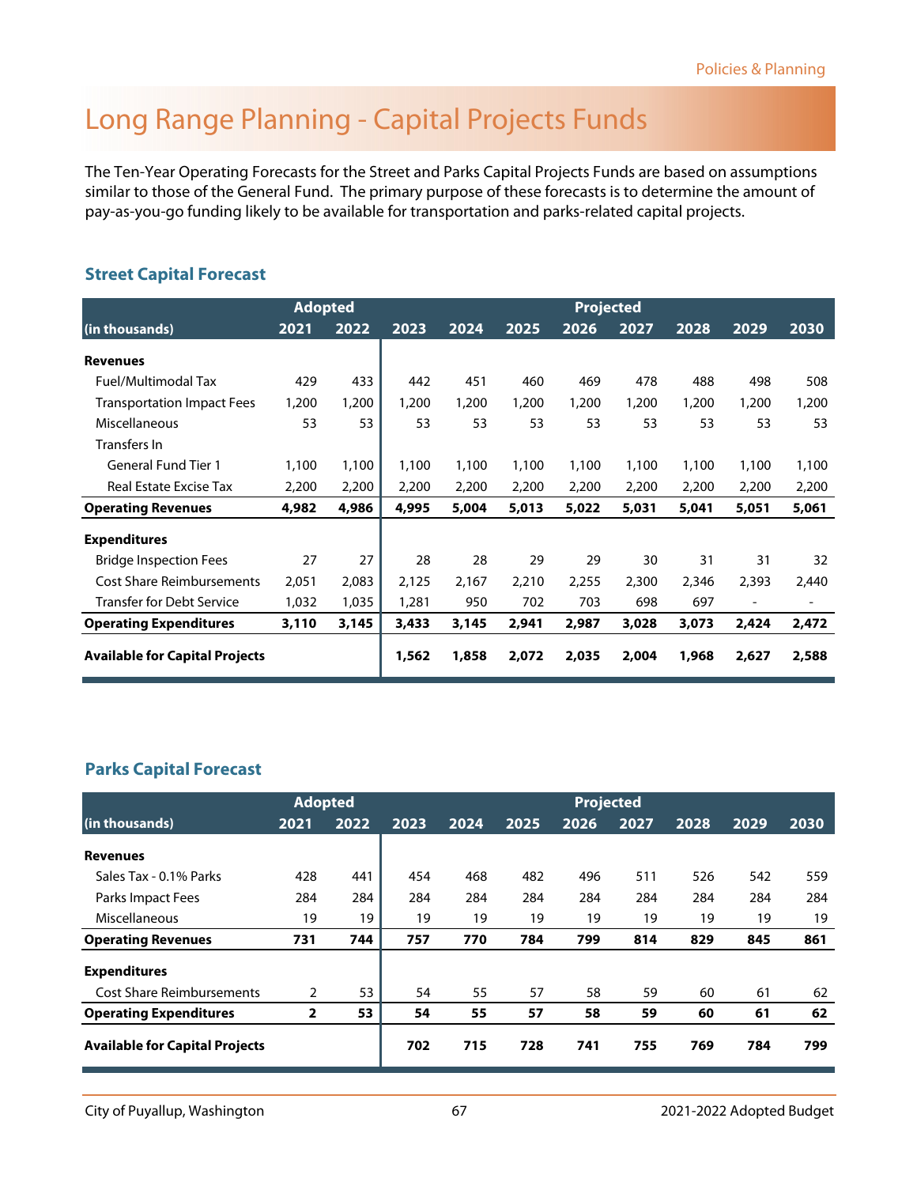# Long Range Planning - Capital Projects Funds

The Ten-Year Operating Forecasts for the Street and Parks Capital Projects Funds are based on assumptions similar to those of the General Fund. The primary purpose of these forecasts is to determine the amount of pay-as-you-go funding likely to be available for transportation and parks-related capital projects.

## Street Capital Forecast

| | Adopted | | Projected | | | | | | | |
|---|---|---|---|---|---|---|---|---|---|---|
| (in thousands) | 2021 | 2022 | 2023 | 2024 | 2025 | 2026 | 2027 | 2028 | 2029 | 2030 |
| **Revenues** | | | | | | | | | | |
| Fuel/Multimodal Tax | 429 | 433 | 442 | 451 | 460 | 469 | 478 | 488 | 498 | 508 |
| Transportation Impact Fees | 1,200 | 1,200 | 1,200 | 1,200 | 1,200 | 1,200 | 1,200 | 1,200 | 1,200 | 1,200 |
| Miscellaneous | 53 | 53 | 53 | 53 | 53 | 53 | 53 | 53 | 53 | 53 |
| Transfers In | | | | | | | | | | |
| General Fund Tier 1 | 1,100 | 1,100 | 1,100 | 1,100 | 1,100 | 1,100 | 1,100 | 1,100 | 1,100 | 1,100 |
| Real Estate Excise Tax | 2,200 | 2,200 | 2,200 | 2,200 | 2,200 | 2,200 | 2,200 | 2,200 | 2,200 | 2,200 |
| **Operating Revenues** | **4,982** | **4,986** | **4,995** | **5,004** | **5,013** | **5,022** | **5,031** | **5,041** | **5,051** | **5,061** |
| **Expenditures** | | | | | | | | | | |
| Bridge Inspection Fees | 27 | 27 | 28 | 28 | 29 | 29 | 30 | 31 | 31 | 32 |
| Cost Share Reimbursements | 2,051 | 2,083 | 2,125 | 2,167 | 2,210 | 2,255 | 2,300 | 2,346 | 2,393 | 2,440 |
| Transfer for Debt Service | 1,032 | 1,035 | 1,281 | 950 | 702 | 703 | 698 | 697 | - | - |
| **Operating Expenditures** | **3,110** | **3,145** | **3,433** | **3,145** | **2,941** | **2,987** | **3,028** | **3,073** | **2,424** | **2,472** |
| **Available for Capital Projects** | | | **1,562** | **1,858** | **2,072** | **2,035** | **2,004** | **1,968** | **2,627** | **2,588** |

## Parks Capital Forecast

| | Adopted | | Projected | | | | | | | |
|---|---|---|---|---|---|---|---|---|---|---|
| (in thousands) | 2021 | 2022 | 2023 | 2024 | 2025 | 2026 | 2027 | 2028 | 2029 | 2030 |
| **Revenues** | | | | | | | | | | |
| Sales Tax - 0.1% Parks | 428 | 441 | 454 | 468 | 482 | 496 | 511 | 526 | 542 | 559 |
| Parks Impact Fees | 284 | 284 | 284 | 284 | 284 | 284 | 284 | 284 | 284 | 284 |
| Miscellaneous | 19 | 19 | 19 | 19 | 19 | 19 | 19 | 19 | 19 | 19 |
| **Operating Revenues** | **731** | **744** | **757** | **770** | **784** | **799** | **814** | **829** | **845** | **861** |
| **Expenditures** | | | | | | | | | | |
| Cost Share Reimbursements | 2 | 53 | 54 | 55 | 57 | 58 | 59 | 60 | 61 | 62 |
| **Operating Expenditures** | **2** | **53** | **54** | **55** | **57** | **58** | **59** | **60** | **61** | **62** |
| **Available for Capital Projects** | | | **702** | **715** | **728** | **741** | **755** | **769** | **784** | **799** |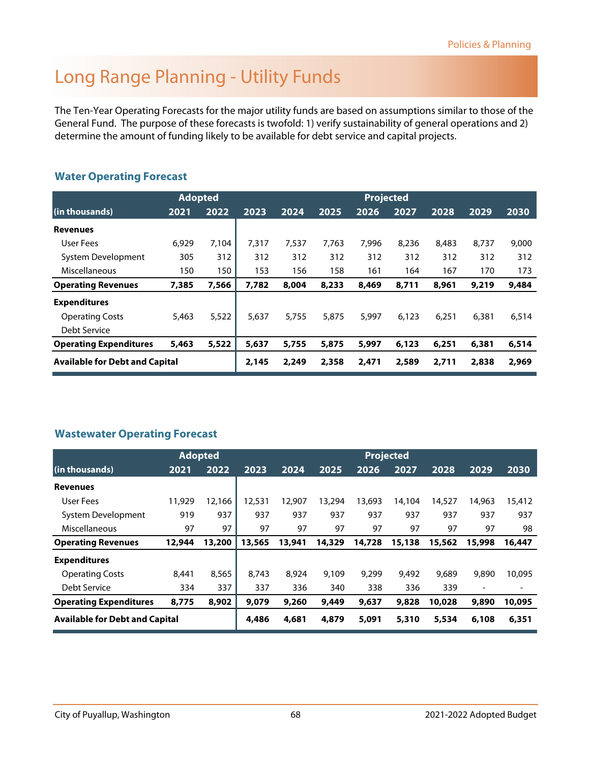# Long Range Planning - Utility Funds

The Ten-Year Operating Forecasts for the major utility funds are based on assumptions similar to those of the General Fund. The purpose of these forecasts is twofold: 1) verify sustainability of general operations and 2) determine the amount of funding likely to be available for debt service and capital projects.

### Water Operating Forecast

| | Adopted | | Projected | | | | | | | |
|---|---|---|---|---|---|---|---|---|---|---|
| (in thousands) | 2021 | 2022 | 2023 | 2024 | 2025 | 2026 | 2027 | 2028 | 2029 | 2030 |
| **Revenues** | | | | | | | | | | |
| User Fees | 6,929 | 7,104 | 7,317 | 7,537 | 7,763 | 7,996 | 8,236 | 8,483 | 8,737 | 9,000 |
| System Development | 305 | 312 | 312 | 312 | 312 | 312 | 312 | 312 | 312 | 312 |
| Miscellaneous | 150 | 150 | 153 | 156 | 158 | 161 | 164 | 167 | 170 | 173 |
| **Operating Revenues** | **7,385** | **7,566** | **7,782** | **8,004** | **8,233** | **8,469** | **8,711** | **8,961** | **9,219** | **9,484** |
| **Expenditures** | | | | | | | | | | |
| Operating Costs | 5,463 | 5,522 | 5,637 | 5,755 | 5,875 | 5,997 | 6,123 | 6,251 | 6,381 | 6,514 |
| Debt Service | | | | | | | | | | |
| **Operating Expenditures** | **5,463** | **5,522** | **5,637** | **5,755** | **5,875** | **5,997** | **6,123** | **6,251** | **6,381** | **6,514** |
| **Available for Debt and Capital** | | | **2,145** | **2,249** | **2,358** | **2,471** | **2,589** | **2,711** | **2,838** | **2,969** |

### Wastewater Operating Forecast

| | Adopted | | Projected | | | | | | | |
|---|---|---|---|---|---|---|---|---|---|---|
| (in thousands) | 2021 | 2022 | 2023 | 2024 | 2025 | 2026 | 2027 | 2028 | 2029 | 2030 |
| **Revenues** | | | | | | | | | | |
| User Fees | 11,929 | 12,166 | 12,531 | 12,907 | 13,294 | 13,693 | 14,104 | 14,527 | 14,963 | 15,412 |
| System Development | 919 | 937 | 937 | 937 | 937 | 937 | 937 | 937 | 937 | 937 |
| Miscellaneous | 97 | 97 | 97 | 97 | 97 | 97 | 97 | 97 | 97 | 98 |
| **Operating Revenues** | **12,944** | **13,200** | **13,565** | **13,941** | **14,329** | **14,728** | **15,138** | **15,562** | **15,998** | **16,447** |
| **Expenditures** | | | | | | | | | | |
| Operating Costs | 8,441 | 8,565 | 8,743 | 8,924 | 9,109 | 9,299 | 9,492 | 9,689 | 9,890 | 10,095 |
| Debt Service | 334 | 337 | 337 | 336 | 340 | 338 | 336 | 339 | - | - |
| **Operating Expenditures** | **8,775** | **8,902** | **9,079** | **9,260** | **9,449** | **9,637** | **9,828** | **10,028** | **9,890** | **10,095** |
| **Available for Debt and Capital** | | | **4,486** | **4,681** | **4,879** | **5,091** | **5,310** | **5,534** | **6,108** | **6,351** |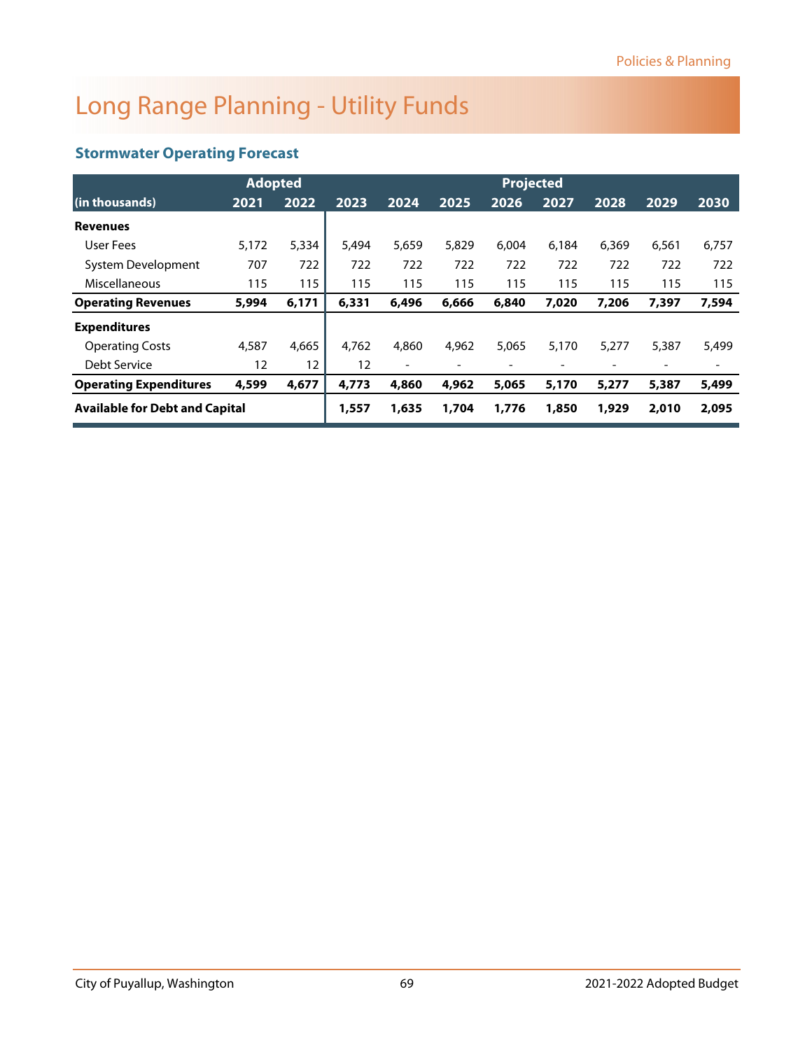# Long Range Planning - Utility Funds

### Stormwater Operating Forecast

| (in thousands) | Adopted 2021 | Adopted 2022 | Projected 2023 | 2024 | 2025 | 2026 | 2027 | 2028 | 2029 | 2030 |
|---|---|---|---|---|---|---|---|---|---|---|
| **Revenues** | | | | | | | | | | |
| User Fees | 5,172 | 5,334 | 5,494 | 5,659 | 5,829 | 6,004 | 6,184 | 6,369 | 6,561 | 6,757 |
| System Development | 707 | 722 | 722 | 722 | 722 | 722 | 722 | 722 | 722 | 722 |
| Miscellaneous | 115 | 115 | 115 | 115 | 115 | 115 | 115 | 115 | 115 | 115 |
| **Operating Revenues** | **5,994** | **6,171** | **6,331** | **6,496** | **6,666** | **6,840** | **7,020** | **7,206** | **7,397** | **7,594** |
| **Expenditures** | | | | | | | | | | |
| Operating Costs | 4,587 | 4,665 | 4,762 | 4,860 | 4,962 | 5,065 | 5,170 | 5,277 | 5,387 | 5,499 |
| Debt Service | 12 | 12 | 12 | - | - | - | - | - | - | - |
| **Operating Expenditures** | **4,599** | **4,677** | **4,773** | **4,860** | **4,962** | **5,065** | **5,170** | **5,277** | **5,387** | **5,499** |
| **Available for Debt and Capital** | | | **1,557** | **1,635** | **1,704** | **1,776** | **1,850** | **1,929** | **2,010** | **2,095** |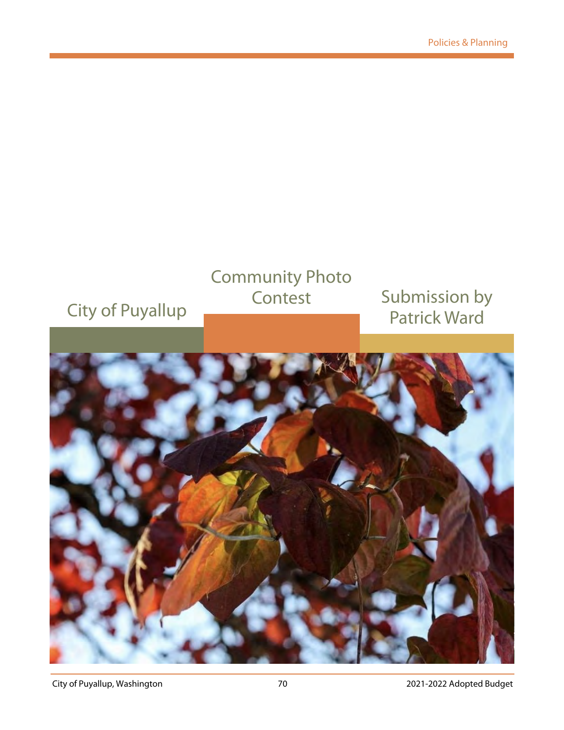City of Puyallup

Community Photo Contest

Submission by Patrick Ward